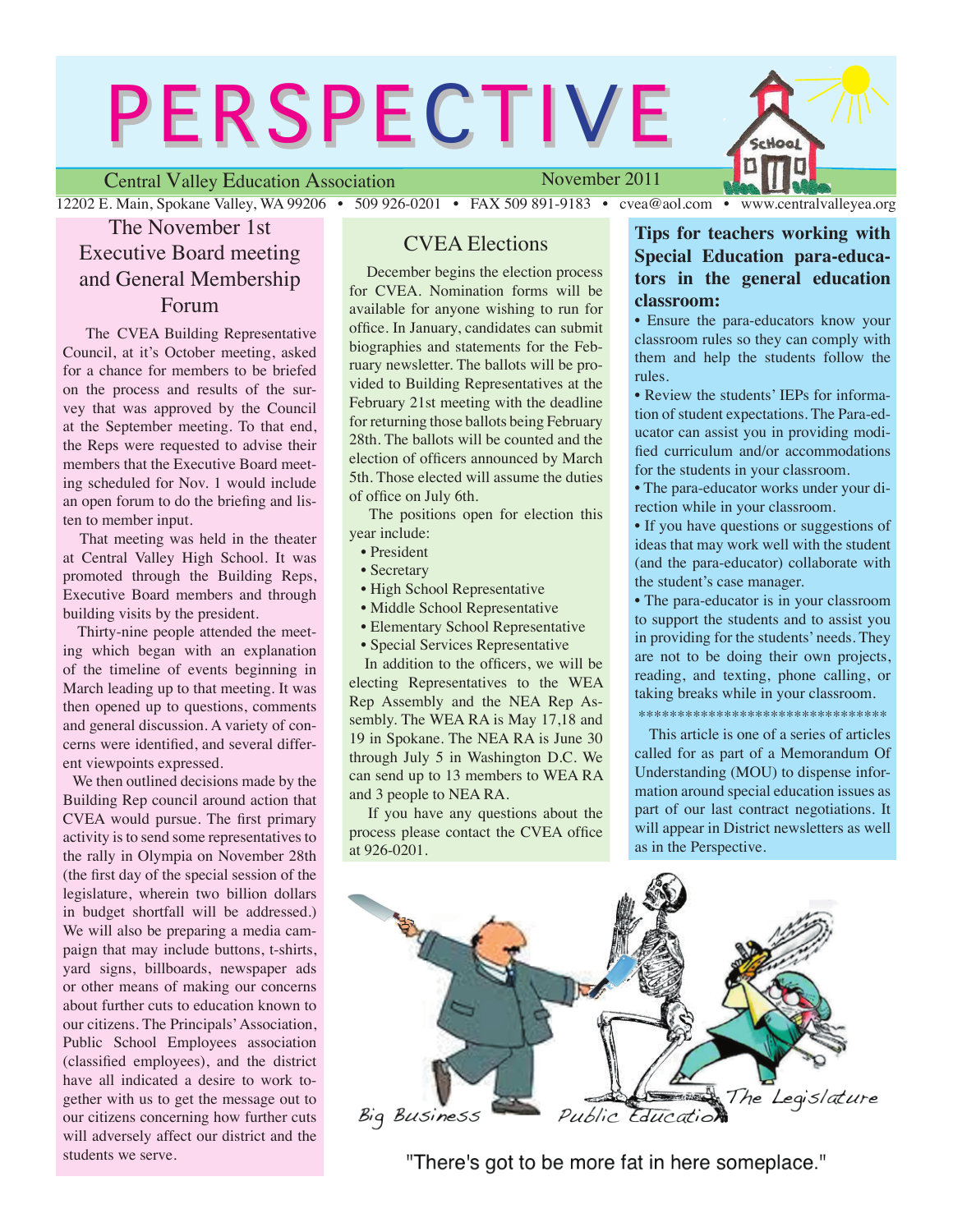# PERSPECTIVE

Central Valley Education Association — November 2011

12202 E. Main, Spokane Valley, WA 99206 • 509 926-0201 • FAX 509 891-9183 • cvea@aol.com • www.centralvalleyea.org

## The November 1st Executive Board meeting and General Membership Forum

The CVEA Building Representative Council, at it's October meeting, asked for a chance for members to be briefed on the process and results of the survey that was approved by the Council at the September meeting. To that end, the Reps were requested to advise their members that the Executive Board meeting scheduled for Nov. 1 would include an open forum to do the briefing and listen to member input.

That meeting was held in the theater at Central Valley High School. It was promoted through the Building Reps, Executive Board members and through building visits by the president.

Thirty-nine people attended the meeting which began with an explanation of the timeline of events beginning in March leading up to that meeting. It was then opened up to questions, comments and general discussion. A variety of concerns were identified, and several different viewpoints expressed.

We then outlined decisions made by the Building Rep council around action that CVEA would pursue. The first primary activity is to send some representatives to the rally in Olympia on November 28th (the first day of the special session of the legislature, wherein two billion dollars in budget shortfall will be addressed.) We will also be preparing a media campaign that may include buttons, t-shirts, yard signs, billboards, newspaper ads or other means of making our concerns about further cuts to education known to our citizens. The Principals' Association, Public School Employees association (classified employees), and the district have all indicated a desire to work together with us to get the message out to our citizens concerning how further cuts will adversely affect our district and the students we serve.

## CVEA Elections

December begins the election process for CVEA. Nomination forms will be available for anyone wishing to run for office. In January, candidates can submit biographies and statements for the February newsletter. The ballots will be provided to Building Representatives at the February 21st meeting with the deadline for returning those ballots being February 28th. The ballots will be counted and the election of officers announced by March 5th. Those elected will assume the duties of office on July 6th.

The positions open for election this year include:

- President
- Secretary
- High School Representative
- Middle School Representative
- Elementary School Representative
- Special Services Representative

In addition to the officers, we will be electing Representatives to the WEA Rep Assembly and the NEA Rep Assembly. The WEA RA is May 17,18 and 19 in Spokane. The NEA RA is June 30 through July 5 in Washington D.C. We can send up to 13 members to WEA RA and 3 people to NEA RA.

If you have any questions about the process please contact the CVEA office at 926-0201.

## Tips for teachers working with Special Education para-educators in the general education classroom:

- Ensure the para-educators know your classroom rules so they can comply with them and help the students follow the rules.
- Review the students' IEPs for information of student expectations. The Para-educator can assist you in providing modified curriculum and/or accommodations for the students in your classroom.
- The para-educator works under your direction while in your classroom.
- If you have questions or suggestions of ideas that may work well with the student (and the para-educator) collaborate with the student's case manager.
- The para-educator is in your classroom to support the students and to assist you in providing for the students' needs. They are not to be doing their own projects, reading, and texting, phone calling, or taking breaks while in your classroom.

********************************

This article is one of a series of articles called for as part of a Memorandum Of Understanding (MOU) to dispense information around special education issues as part of our last contract negotiations. It will appear in District newsletters as well as in the Perspective.

"There's got to be more fat in here someplace."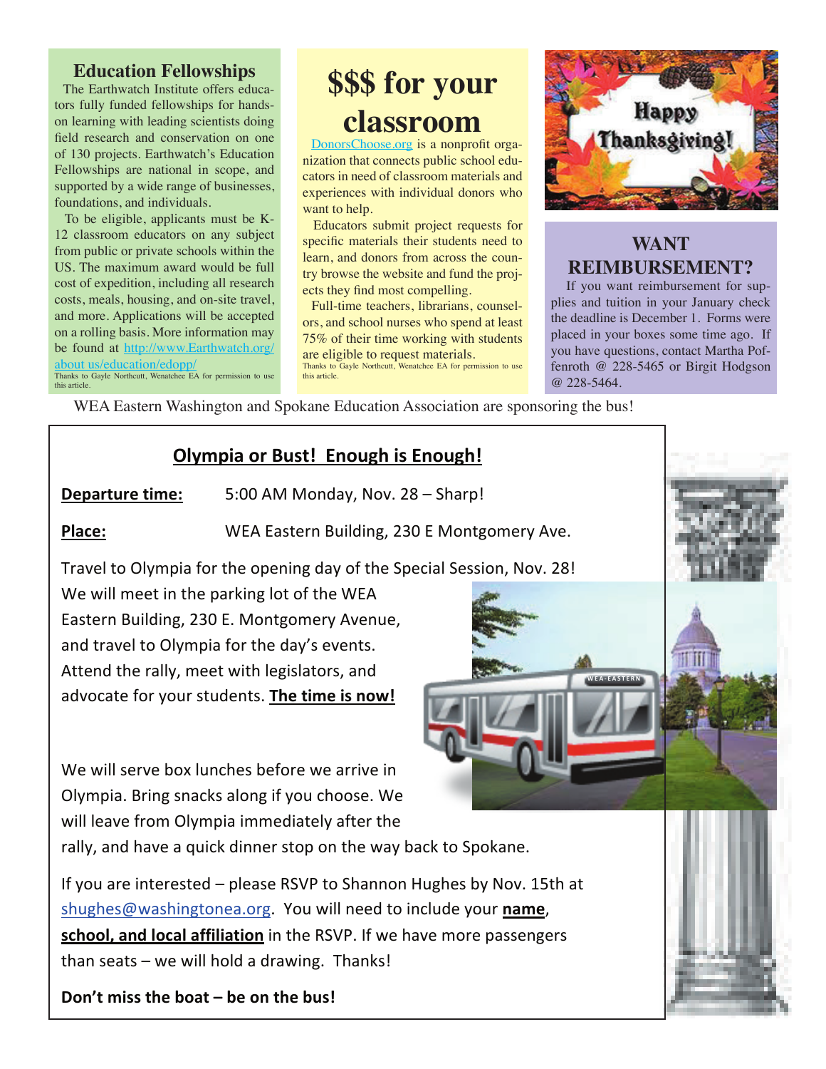## Education Fellowships

The Earthwatch Institute offers educators fully funded fellowships for hands-on learning with leading scientists doing field research and conservation on one of 130 projects. Earthwatch's Education Fellowships are national in scope, and supported by a wide range of businesses, foundations, and individuals.

To be eligible, applicants must be K-12 classroom educators on any subject from public or private schools within the US. The maximum award would be full cost of expedition, including all research costs, meals, housing, and on-site travel, and more. Applications will be accepted on a rolling basis. More information may be found at http://www.Earthwatch.org/about us/education/edopp/

Thanks to Gayle Northcutt, Wenatchee EA for permission to use this article.

## $$$ for your classroom

DonorsChoose.org is a nonprofit organization that connects public school educators in need of classroom materials and experiences with individual donors who want to help.

Educators submit project requests for specific materials their students need to learn, and donors from across the country browse the website and fund the projects they find most compelling.

Full-time teachers, librarians, counselors, and school nurses who spend at least 75% of their time working with students are eligible to request materials.

Thanks to Gayle Northcutt, Wenatchee EA for permission to use this article.

Happy Thanksgiving!

## WANT REIMBURSEMENT?

If you want reimbursement for supplies and tuition in your January check the deadline is December 1. Forms were placed in your boxes some time ago. If you have questions, contact Martha Poffenroth @ 228-5465 or Birgit Hodgson @ 228-5464.

WEA Eastern Washington and Spokane Education Association are sponsoring the bus!

## Olympia or Bust! Enough is Enough!

**Departure time:** 5:00 AM Monday, Nov. 28 – Sharp!

**Place:** WEA Eastern Building, 230 E Montgomery Ave.

Travel to Olympia for the opening day of the Special Session, Nov. 28! We will meet in the parking lot of the WEA Eastern Building, 230 E. Montgomery Avenue, and travel to Olympia for the day's events. Attend the rally, meet with legislators, and advocate for your students. **The time is now!**

We will serve box lunches before we arrive in Olympia. Bring snacks along if you choose. We will leave from Olympia immediately after the rally, and have a quick dinner stop on the way back to Spokane.

If you are interested – please RSVP to Shannon Hughes by Nov. 15th at shughes@washingtonea.org. You will need to include your **name**, **school, and local affiliation** in the RSVP. If we have more passengers than seats – we will hold a drawing. Thanks!

**Don't miss the boat – be on the bus!**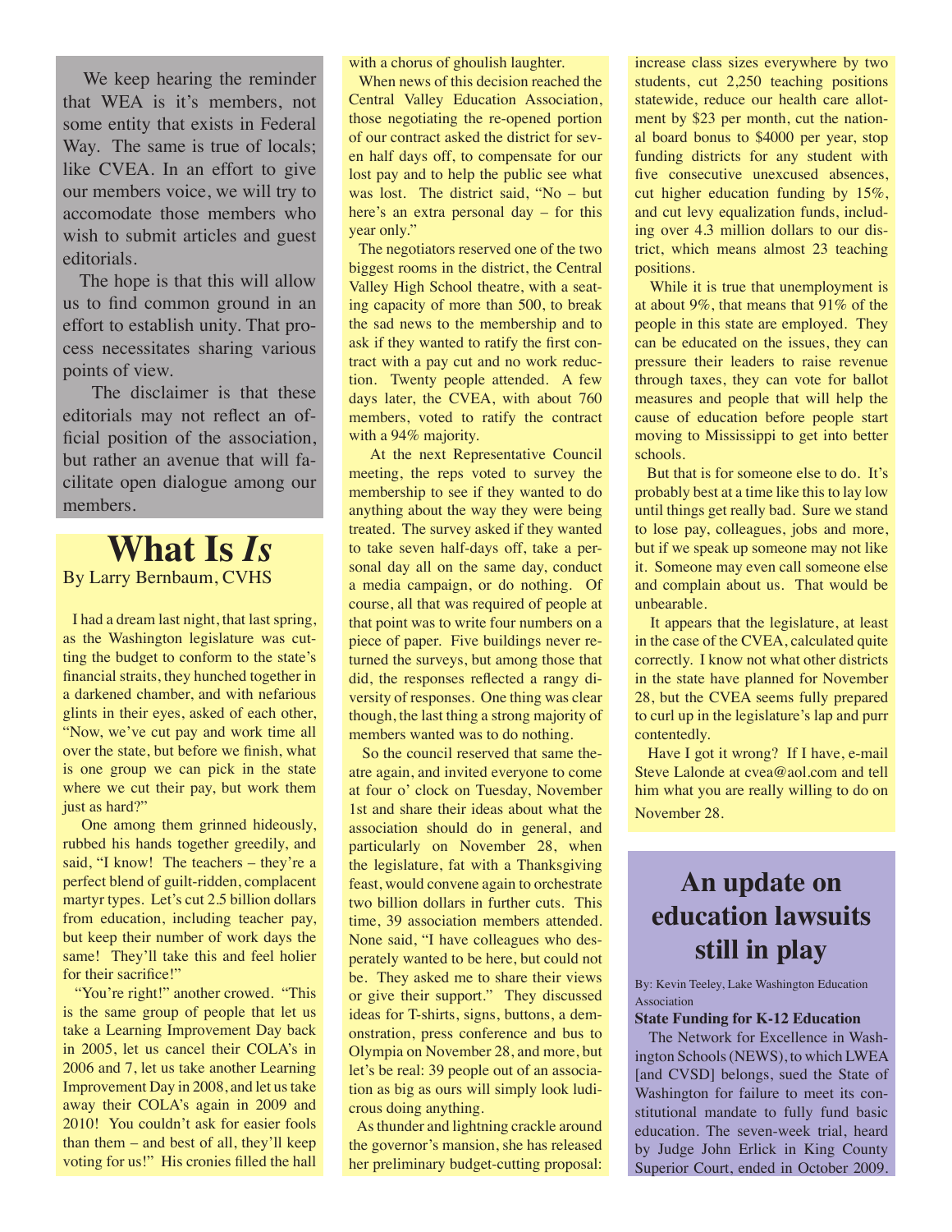We keep hearing the reminder that WEA is it's members, not some entity that exists in Federal Way. The same is true of locals; like CVEA. In an effort to give our members voice, we will try to accomodate those members who wish to submit articles and guest editorials.

The hope is that this will allow us to find common ground in an effort to establish unity. That process necessitates sharing various points of view.

The disclaimer is that these editorials may not reflect an official position of the association, but rather an avenue that will facilitate open dialogue among our members.

# What Is *Is*

By Larry Bernbaum, CVHS

I had a dream last night, that last spring, as the Washington legislature was cutting the budget to conform to the state's financial straits, they hunched together in a darkened chamber, and with nefarious glints in their eyes, asked of each other, "Now, we've cut pay and work time all over the state, but before we finish, what is one group we can pick in the state where we cut their pay, but work them just as hard?"

One among them grinned hideously, rubbed his hands together greedily, and said, "I know! The teachers – they're a perfect blend of guilt-ridden, complacent martyr types. Let's cut 2.5 billion dollars from education, including teacher pay, but keep their number of work days the same! They'll take this and feel holier for their sacrifice!"

"You're right!" another crowed. "This is the same group of people that let us take a Learning Improvement Day back in 2005, let us cancel their COLA's in 2006 and 7, let us take another Learning Improvement Day in 2008, and let us take away their COLA's again in 2009 and 2010! You couldn't ask for easier fools than them – and best of all, they'll keep voting for us!" His cronies filled the hall with a chorus of ghoulish laughter.

When news of this decision reached the Central Valley Education Association, those negotiating the re-opened portion of our contract asked the district for seven half days off, to compensate for our lost pay and to help the public see what was lost. The district said, "No – but here's an extra personal day – for this year only."

The negotiators reserved one of the two biggest rooms in the district, the Central Valley High School theatre, with a seating capacity of more than 500, to break the sad news to the membership and to ask if they wanted to ratify the first contract with a pay cut and no work reduction. Twenty people attended. A few days later, the CVEA, with about 760 members, voted to ratify the contract with a 94% majority.

At the next Representative Council meeting, the reps voted to survey the membership to see if they wanted to do anything about the way they were being treated. The survey asked if they wanted to take seven half-days off, take a personal day all on the same day, conduct a media campaign, or do nothing. Of course, all that was required of people at that point was to write four numbers on a piece of paper. Five buildings never returned the surveys, but among those that did, the responses reflected a rangy diversity of responses. One thing was clear though, the last thing a strong majority of members wanted was to do nothing.

So the council reserved that same theatre again, and invited everyone to come at four o' clock on Tuesday, November 1st and share their ideas about what the association should do in general, and particularly on November 28, when the legislature, fat with a Thanksgiving feast, would convene again to orchestrate two billion dollars in further cuts. This time, 39 association members attended. None said, "I have colleagues who desperately wanted to be here, but could not be. They asked me to share their views or give their support." They discussed ideas for T-shirts, signs, buttons, a demonstration, press conference and bus to Olympia on November 28, and more, but let's be real: 39 people out of an association as big as ours will simply look ludicrous doing anything.

As thunder and lightning crackle around the governor's mansion, she has released her preliminary budget-cutting proposal: increase class sizes everywhere by two students, cut 2,250 teaching positions statewide, reduce our health care allotment by $23 per month, cut the national board bonus to $4000 per year, stop funding districts for any student with five consecutive unexcused absences, cut higher education funding by 15%, and cut levy equalization funds, including over 4.3 million dollars to our district, which means almost 23 teaching positions.

While it is true that unemployment is at about 9%, that means that 91% of the people in this state are employed. They can be educated on the issues, they can pressure their leaders to raise revenue through taxes, they can vote for ballot measures and people that will help the cause of education before people start moving to Mississippi to get into better schools.

But that is for someone else to do. It's probably best at a time like this to lay low until things get really bad. Sure we stand to lose pay, colleagues, jobs and more, but if we speak up someone may not like it. Someone may even call someone else and complain about us. That would be unbearable.

It appears that the legislature, at least in the case of the CVEA, calculated quite correctly. I know not what other districts in the state have planned for November 28, but the CVEA seems fully prepared to curl up in the legislature's lap and purr contentedly.

Have I got it wrong? If I have, e-mail Steve Lalonde at cvea@aol.com and tell him what you are really willing to do on November 28.

# An update on education lawsuits still in play

By: Kevin Teeley, Lake Washington Education Association

**State Funding for K-12 Education**

The Network for Excellence in Washington Schools (NEWS), to which LWEA [and CVSD] belongs, sued the State of Washington for failure to meet its constitutional mandate to fully fund basic education. The seven-week trial, heard by Judge John Erlick in King County Superior Court, ended in October 2009.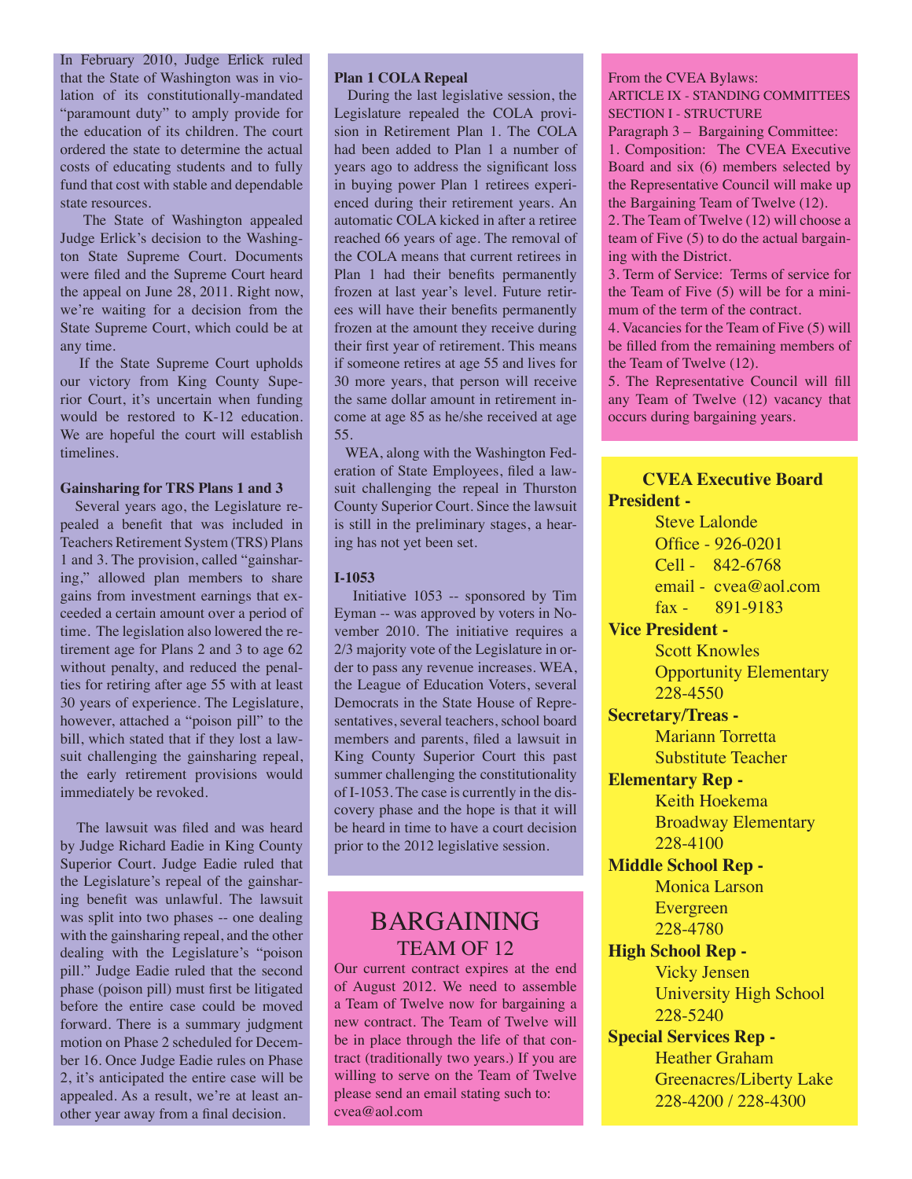In February 2010, Judge Erlick ruled that the State of Washington was in violation of its constitutionally-mandated "paramount duty" to amply provide for the education of its children. The court ordered the state to determine the actual costs of educating students and to fully fund that cost with stable and dependable state resources.

The State of Washington appealed Judge Erlick's decision to the Washington State Supreme Court. Documents were filed and the Supreme Court heard the appeal on June 28, 2011. Right now, we're waiting for a decision from the State Supreme Court, which could be at any time.

If the State Supreme Court upholds our victory from King County Superior Court, it's uncertain when funding would be restored to K-12 education. We are hopeful the court will establish timelines.

**Gainsharing for TRS Plans 1 and 3**

Several years ago, the Legislature repealed a benefit that was included in Teachers Retirement System (TRS) Plans 1 and 3. The provision, called "gainsharing," allowed plan members to share gains from investment earnings that exceeded a certain amount over a period of time. The legislation also lowered the retirement age for Plans 2 and 3 to age 62 without penalty, and reduced the penalties for retiring after age 55 with at least 30 years of experience. The Legislature, however, attached a "poison pill" to the bill, which stated that if they lost a lawsuit challenging the gainsharing repeal, the early retirement provisions would immediately be revoked.

The lawsuit was filed and was heard by Judge Richard Eadie in King County Superior Court. Judge Eadie ruled that the Legislature's repeal of the gainsharing benefit was unlawful. The lawsuit was split into two phases -- one dealing with the gainsharing repeal, and the other dealing with the Legislature's "poison pill." Judge Eadie ruled that the second phase (poison pill) must first be litigated before the entire case could be moved forward. There is a summary judgment motion on Phase 2 scheduled for December 16. Once Judge Eadie rules on Phase 2, it's anticipated the entire case will be appealed. As a result, we're at least another year away from a final decision.

**Plan 1 COLA Repeal**

During the last legislative session, the Legislature repealed the COLA provision in Retirement Plan 1. The COLA had been added to Plan 1 a number of years ago to address the significant loss in buying power Plan 1 retirees experienced during their retirement years. An automatic COLA kicked in after a retiree reached 66 years of age. The removal of the COLA means that current retirees in Plan 1 had their benefits permanently frozen at last year's level. Future retirees will have their benefits permanently frozen at the amount they receive during their first year of retirement. This means if someone retires at age 55 and lives for 30 more years, that person will receive the same dollar amount in retirement income at age 85 as he/she received at age 55.

WEA, along with the Washington Federation of State Employees, filed a lawsuit challenging the repeal in Thurston County Superior Court. Since the lawsuit is still in the preliminary stages, a hearing has not yet been set.

**I-1053**

Initiative 1053 -- sponsored by Tim Eyman -- was approved by voters in November 2010. The initiative requires a 2/3 majority vote of the Legislature in order to pass any revenue increases. WEA, the League of Education Voters, several Democrats in the State House of Representatives, several teachers, school board members and parents, filed a lawsuit in King County Superior Court this past summer challenging the constitutionality of I-1053. The case is currently in the discovery phase and the hope is that it will be heard in time to have a court decision prior to the 2012 legislative session.

## BARGAINING
### TEAM OF 12

Our current contract expires at the end of August 2012. We need to assemble a Team of Twelve now for bargaining a new contract. The Team of Twelve will be in place through the life of that contract (traditionally two years.) If you are willing to serve on the Team of Twelve please send an email stating such to: cvea@aol.com

From the CVEA Bylaws:
ARTICLE IX - STANDING COMMITTEES
SECTION I - STRUCTURE
Paragraph 3 – Bargaining Committee:

1. Composition: The CVEA Executive Board and six (6) members selected by the Representative Council will make up the Bargaining Team of Twelve (12).
2. The Team of Twelve (12) will choose a team of Five (5) to do the actual bargaining with the District.
3. Term of Service: Terms of service for the Team of Five (5) will be for a minimum of the term of the contract.
4. Vacancies for the Team of Five (5) will be filled from the remaining members of the Team of Twelve (12).
5. The Representative Council will fill any Team of Twelve (12) vacancy that occurs during bargaining years.

**CVEA Executive Board**

**President -**
Steve Lalonde
Office - 926-0201
Cell - 842-6768
email - cvea@aol.com
fax - 891-9183

**Vice President -**
Scott Knowles
Opportunity Elementary
228-4550

**Secretary/Treas -**
Mariann Torretta
Substitute Teacher

**Elementary Rep -**
Keith Hoekema
Broadway Elementary
228-4100

**Middle School Rep -**
Monica Larson
Evergreen
228-4780

**High School Rep -**
Vicky Jensen
University High School
228-5240

**Special Services Rep -**
Heather Graham
Greenacres/Liberty Lake
228-4200 / 228-4300